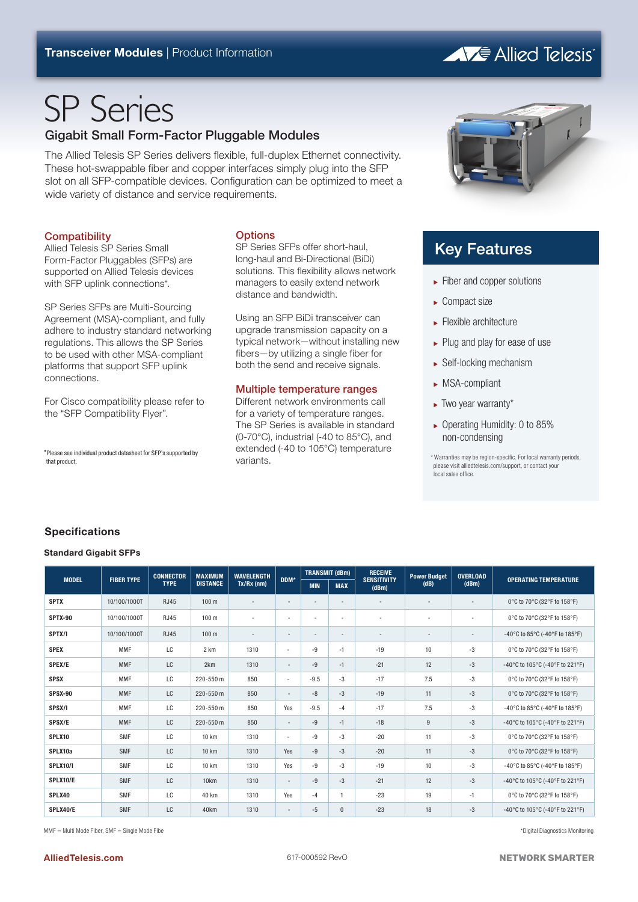Transceiver Modules | Product Information

# SP Series

## Gigabit Small Form-Factor Pluggable Modules

The Allied Telesis SP Series delivers flexible, full-duplex Ethernet connectivity. These hot-swappable fiber and copper interfaces simply plug into the SFP slot on all SFP-compatible devices. Configuration can be optimized to meet a wide variety of distance and service requirements.

### Compatibility

Allied Telesis SP Series Small Form-Factor Pluggables (SFPs) are supported on Allied Telesis devices with SFP uplink connections*.

SP Series SFPs are Multi-Sourcing Agreement (MSA)-compliant, and fully adhere to industry standard networking regulations. This allows the SP Series to be used with other MSA-compliant platforms that support SFP uplink connections.

For Cisco compatibility please refer to the "SFP Compatibility Flyer".

*Please see individual product datasheet for SFP's supported by that product.

### Options

SP Series SFPs offer short-haul, long-haul and Bi-Directional (BiDi) solutions. This flexibility allows network managers to easily extend network distance and bandwidth.

Using an SFP BiDi transceiver can upgrade transmission capacity on a typical network—without installing new fibers—by utilizing a single fiber for both the send and receive signals.

### Multiple temperature ranges

Different network environments call for a variety of temperature ranges. The SP Series is available in standard (0-70°C), industrial (-40 to 85°C), and extended (-40 to 105°C) temperature variants.

## Key Features

- Fiber and copper solutions
- Compact size
- Flexible architecture
- Plug and play for ease of use
- Self-locking mechanism
- MSA-compliant
- Two year warranty*
- Operating Humidity: 0 to 85% non-condensing

* Warranties may be region-specific. For local warranty periods, please visit alliedtelesis.com/support, or contact your local sales office.

## Specifications

### Standard Gigabit SFPs

| MODEL | FIBER TYPE | CONNECTOR TYPE | MAXIMUM DISTANCE | WAVELENGTH Tx/Rx (nm) | DDM* | TRANSMIT (dBm) | | RECEIVE SENSITIVITY (dBm) | Power Budget (dB) | OVERLOAD (dBm) | OPERATING TEMPERATURE |
|---|---|---|---|---|---|---|---|---|---|---|---|
| | | | | | | MIN | MAX | | | | |
| SPTX | 10/100/1000T | RJ45 | 100 m | - | - | - | - | - | - | - | 0°C to 70°C (32°F to 158°F) |
| SPTX-90 | 10/100/1000T | RJ45 | 100 m | - | - | - | - | - | - | - | 0°C to 70°C (32°F to 158°F) |
| SPTX/I | 10/100/1000T | RJ45 | 100 m | - | - | - | - | - | - | - | -40°C to 85°C (-40°F to 185°F) |
| SPEX | MMF | LC | 2 km | 1310 | - | -9 | -1 | -19 | 10 | -3 | 0°C to 70°C (32°F to 158°F) |
| SPEX/E | MMF | LC | 2km | 1310 | - | -9 | -1 | -21 | 12 | -3 | -40°C to 105°C (-40°F to 221°F) |
| SPSX | MMF | LC | 220-550 m | 850 | - | -9.5 | -3 | -17 | 7.5 | -3 | 0°C to 70°C (32°F to 158°F) |
| SPSX-90 | MMF | LC | 220-550 m | 850 | - | -8 | -3 | -19 | 11 | -3 | 0°C to 70°C (32°F to 158°F) |
| SPSX/I | MMF | LC | 220-550 m | 850 | Yes | -9.5 | -4 | -17 | 7.5 | -3 | -40°C to 85°C (-40°F to 185°F) |
| SPSX/E | MMF | LC | 220-550 m | 850 | - | -9 | -1 | -18 | 9 | -3 | -40°C to 105°C (-40°F to 221°F) |
| SPLX10 | SMF | LC | 10 km | 1310 | - | -9 | -3 | -20 | 11 | -3 | 0°C to 70°C (32°F to 158°F) |
| SPLX10a | SMF | LC | 10 km | 1310 | Yes | -9 | -3 | -20 | 11 | -3 | 0°C to 70°C (32°F to 158°F) |
| SPLX10/I | SMF | LC | 10 km | 1310 | Yes | -9 | -3 | -19 | 10 | -3 | -40°C to 85°C (-40°F to 185°F) |
| SPLX10/E | SMF | LC | 10km | 1310 | - | -9 | -3 | -21 | 12 | -3 | -40°C to 105°C (-40°F to 221°F) |
| SPLX40 | SMF | LC | 40 km | 1310 | Yes | -4 | 1 | -23 | 19 | -1 | 0°C to 70°C (32°F to 158°F) |
| SPLX40/E | SMF | LC | 40km | 1310 | - | -5 | 0 | -23 | 18 | -3 | -40°C to 105°C (-40°F to 221°F) |

MMF = Multi Mode Fiber, SMF = Single Mode Fibe

*Digital Diagnostics Monitoring

AlliedTelesis.com

617-000592 RevO

NETWORK SMARTER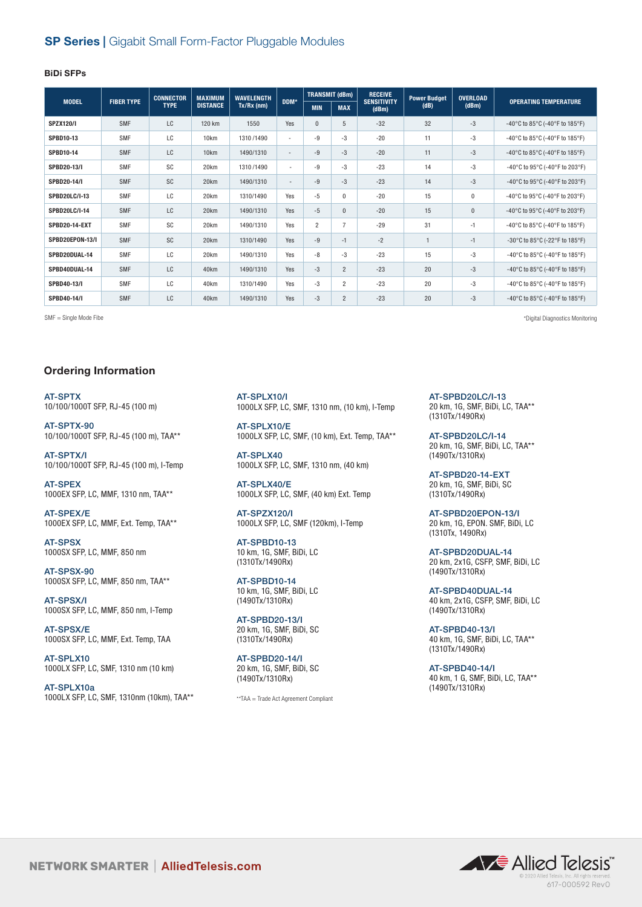## SP Series | Gigabit Small Form-Factor Pluggable Modules

### BiDi SFPs

| MODEL | FIBER TYPE | CONNECTOR TYPE | MAXIMUM DISTANCE | WAVELENGTH Tx/Rx (nm) | DDM* | TRANSMIT (dBm) | | RECEIVE SENSITIVITY (dBm) | Power Budget (dB) | OVERLOAD (dBm) | OPERATING TEMPERATURE |
|---|---|---|---|---|---|---|---|---|---|---|---|
| | | | | | | MIN | MAX | | | | |
| SPZX120/I | SMF | LC | 120 km | 1550 | Yes | 0 | 5 | -32 | 32 | -3 | -40°C to 85°C (-40°F to 185°F) |
| SPBD10-13 | SMF | LC | 10km | 1310 /1490 | - | -9 | -3 | -20 | 11 | -3 | -40°C to 85°C (-40°F to 185°F) |
| SPBD10-14 | SMF | LC | 10km | 1490/1310 | - | -9 | -3 | -20 | 11 | -3 | -40°C to 85°C (-40°F to 185°F) |
| SPBD20-13/I | SMF | SC | 20km | 1310 /1490 | - | -9 | -3 | -23 | 14 | -3 | -40°C to 95°C (-40°F to 203°F) |
| SPBD20-14/I | SMF | SC | 20km | 1490/1310 | - | -9 | -3 | -23 | 14 | -3 | -40°C to 95°C (-40°F to 203°F) |
| SPBD20LC/I-13 | SMF | LC | 20km | 1310/1490 | Yes | -5 | 0 | -20 | 15 | 0 | -40°C to 95°C (-40°F to 203°F) |
| SPBD20LC/I-14 | SMF | LC | 20km | 1490/1310 | Yes | -5 | 0 | -20 | 15 | 0 | -40°C to 95°C (-40°F to 203°F) |
| SPBD20-14-EXT | SMF | SC | 20km | 1490/1310 | Yes | 2 | 7 | -29 | 31 | -1 | -40°C to 85°C (-40°F to 185°F) |
| SPBD20EPON-13/I | SMF | SC | 20km | 1310/1490 | Yes | -9 | -1 | -2 | 1 | -1 | -30°C to 85°C (-22°F to 185°F) |
| SPBD20DUAL-14 | SMF | LC | 20km | 1490/1310 | Yes | -8 | -3 | -23 | 15 | -3 | -40°C to 85°C (-40°F to 185°F) |
| SPBD40DUAL-14 | SMF | LC | 40km | 1490/1310 | Yes | -3 | 2 | -23 | 20 | -3 | -40°C to 85°C (-40°F to 185°F) |
| SPBD40-13/I | SMF | LC | 40km | 1310/1490 | Yes | -3 | 2 | -23 | 20 | -3 | -40°C to 85°C (-40°F to 185°F) |
| SPBD40-14/I | SMF | LC | 40km | 1490/1310 | Yes | -3 | 2 | -23 | 20 | -3 | -40°C to 85°C (-40°F to 185°F) |

SMF = Single Mode Fibe

*Digital Diagnostics Monitoring

## Ordering Information

**AT-SPTX**
10/100/1000T SFP, RJ-45 (100 m)

**AT-SPTX-90**
10/100/1000T SFP, RJ-45 (100 m), TAA**

**AT-SPTX/I**
10/100/1000T SFP, RJ-45 (100 m), I-Temp

**AT-SPEX**
1000EX SFP, LC, MMF, 1310 nm, TAA**

**AT-SPEX/E**
1000EX SFP, LC, MMF, Ext. Temp, TAA**

**AT-SPSX**
1000SX SFP, LC, MMF, 850 nm

**AT-SPSX-90**
1000SX SFP, LC, MMF, 850 nm, TAA**

**AT-SPSX/I**
1000SX SFP, LC, MMF, 850 nm, I-Temp

**AT-SPSX/E**
1000SX SFP, LC, MMF, Ext. Temp, TAA

**AT-SPLX10**
1000LX SFP, LC, SMF, 1310 nm (10 km)

**AT-SPLX10a**
1000LX SFP, LC, SMF, 1310nm (10km), TAA**

**AT-SPLX10/I**
1000LX SFP, LC, SMF, 1310 nm, (10 km), I-Temp

**AT-SPLX10/E**
1000LX SFP, LC, SMF, (10 km), Ext. Temp, TAA**

**AT-SPLX40**
1000LX SFP, LC, SMF, 1310 nm, (40 km)

**AT-SPLX40/E**
1000LX SFP, LC, SMF, (40 km) Ext. Temp

**AT-SPZX120/I**
1000LX SFP, LC, SMF (120km), I-Temp

**AT-SPBD10-13**
10 km, 1G, SMF, BiDi, LC
(1310Tx/1490Rx)

**AT-SPBD10-14**
10 km, 1G, SMF, BiDi, LC
(1490Tx/1310Rx)

**AT-SPBD20-13/I**
20 km, 1G, SMF, BiDi, SC
(1310Tx/1490Rx)

**AT-SPBD20-14/I**
20 km, 1G, SMF, BiDi, SC
(1490Tx/1310Rx)

**TAA = Trade Act Agreement Compliant

**AT-SPBD20LC/I-13**
20 km, 1G, SMF, BiDi, LC, TAA**
(1310Tx/1490Rx)

**AT-SPBD20LC/I-14**
20 km, 1G, SMF, BiDi, LC, TAA**
(1490Tx/1310Rx)

**AT-SPBD20-14-EXT**
20 km, 1G, SMF, BiDi, SC
(1310Tx/1490Rx)

**AT-SPBD20EPON-13/I**
20 km, 1G, EPON. SMF, BiDi, LC
(1310Tx, 1490Rx)

**AT-SPBD20DUAL-14**
20 km, 2x1G, CSFP, SMF, BiDi, LC
(1490Tx/1310Rx)

**AT-SPBD40DUAL-14**
40 km, 2x1G, CSFP, SMF, BiDi, LC
(1490Tx/1310Rx)

**AT-SPBD40-13/I**
40 km, 1G, SMF, BiDi, LC, TAA**
(1310Tx/1490Rx)

**AT-SPBD40-14/I**
40 km, 1 G, SMF, BiDi, LC, TAA**
(1490Tx/1310Rx)

NETWORK SMARTER | AlliedTelesis.com

© 2020 Allied Telesis, Inc. All rights reserved.
617-000592 RevO